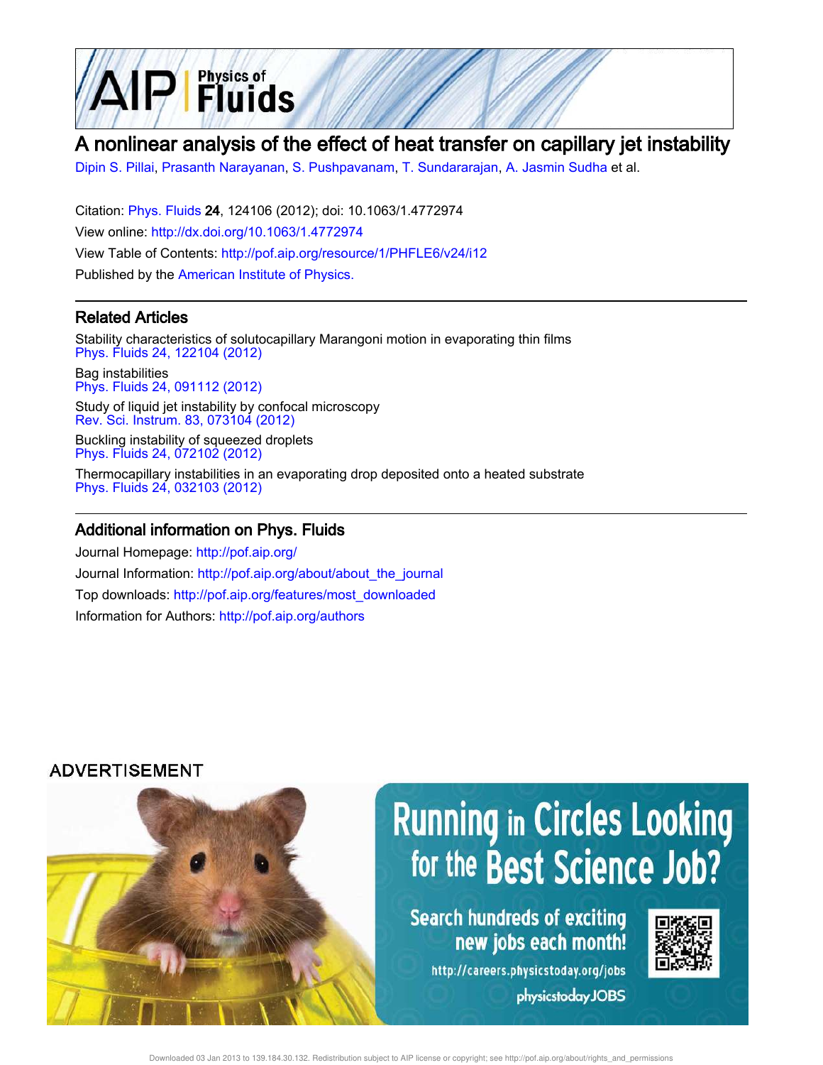# A nonlinear analysis of the effect of heat transfer on capillary jet instability

Dipin S. Pillai, Prasanth Narayanan, S. Pushpavanam, T. Sundararajan, A. Jasmin Sudha et al.

Citation: Phys. Fluids **24**, 124106 (2012); doi: 10.1063/1.4772974

View online: http://dx.doi.org/10.1063/1.4772974

View Table of Contents: http://pof.aip.org/resource/1/PHFLE6/v24/i12

Published by the American Institute of Physics.

## Related Articles

Stability characteristics of solutocapillary Marangoni motion in evaporating thin films
Phys. Fluids 24, 122104 (2012)

Bag instabilities
Phys. Fluids 24, 091112 (2012)

Study of liquid jet instability by confocal microscopy
Rev. Sci. Instrum. 83, 073104 (2012)

Buckling instability of squeezed droplets
Phys. Fluids 24, 072102 (2012)

Thermocapillary instabilities in an evaporating drop deposited onto a heated substrate
Phys. Fluids 24, 032103 (2012)

## Additional information on Phys. Fluids

Journal Homepage: http://pof.aip.org/

Journal Information: http://pof.aip.org/about/about_the_journal

Top downloads: http://pof.aip.org/features/most_downloaded

Information for Authors: http://pof.aip.org/authors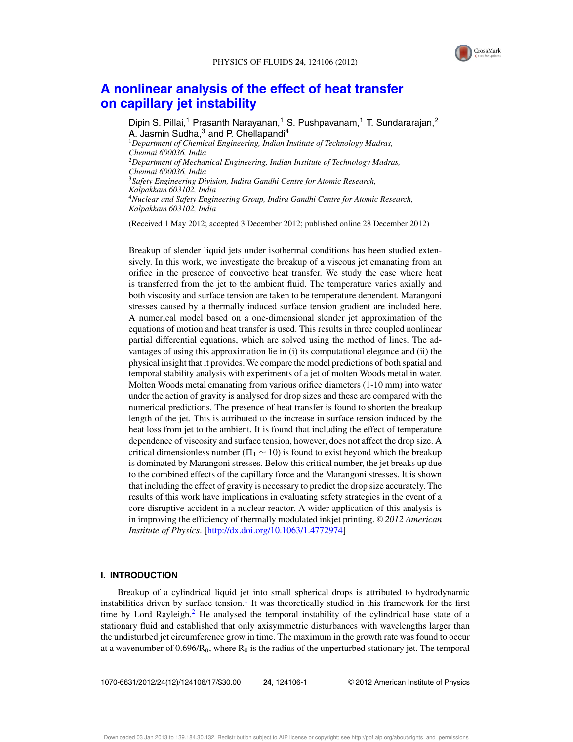# A nonlinear analysis of the effect of heat transfer on capillary jet instability

Dipin S. Pillai,[1] Prasanth Narayanan,[1] S. Pushpavanam,[1] T. Sundararajan,[2] A. Jasmin Sudha,[3] and P. Chellapandi[4]

[1]*Department of Chemical Engineering, Indian Institute of Technology Madras, Chennai 600036, India*
[2]*Department of Mechanical Engineering, Indian Institute of Technology Madras, Chennai 600036, India*
[3]*Safety Engineering Division, Indira Gandhi Centre for Atomic Research, Kalpakkam 603102, India*
[4]*Nuclear and Safety Engineering Group, Indira Gandhi Centre for Atomic Research, Kalpakkam 603102, India*

(Received 1 May 2012; accepted 3 December 2012; published online 28 December 2012)

Breakup of slender liquid jets under isothermal conditions has been studied extensively. In this work, we investigate the breakup of a viscous jet emanating from an orifice in the presence of convective heat transfer. We study the case where heat is transferred from the jet to the ambient fluid. The temperature varies axially and both viscosity and surface tension are taken to be temperature dependent. Marangoni stresses caused by a thermally induced surface tension gradient are included here. A numerical model based on a one-dimensional slender jet approximation of the equations of motion and heat transfer is used. This results in three coupled nonlinear partial differential equations, which are solved using the method of lines. The advantages of using this approximation lie in (i) its computational elegance and (ii) the physical insight that it provides. We compare the model predictions of both spatial and temporal stability analysis with experiments of a jet of molten Woods metal in water. Molten Woods metal emanating from various orifice diameters (1-10 mm) into water under the action of gravity is analysed for drop sizes and these are compared with the numerical predictions. The presence of heat transfer is found to shorten the breakup length of the jet. This is attributed to the increase in surface tension induced by the heat loss from jet to the ambient. It is found that including the effect of temperature dependence of viscosity and surface tension, however, does not affect the drop size. A critical dimensionless number ($\Pi_1 \sim 10$) is found to exist beyond which the breakup is dominated by Marangoni stresses. Below this critical number, the jet breaks up due to the combined effects of the capillary force and the Marangoni stresses. It is shown that including the effect of gravity is necessary to predict the drop size accurately. The results of this work have implications in evaluating safety strategies in the event of a core disruptive accident in a nuclear reactor. A wider application of this analysis is in improving the efficiency of thermally modulated inkjet printing. © *2012 American Institute of Physics*. [http://dx.doi.org/10.1063/1.4772974]

## I. INTRODUCTION

Breakup of a cylindrical liquid jet into small spherical drops is attributed to hydrodynamic instabilities driven by surface tension.[1] It was theoretically studied in this framework for the first time by Lord Rayleigh.[2] He analysed the temporal instability of the cylindrical base state of a stationary fluid and established that only axisymmetric disturbances with wavelengths larger than the undisturbed jet circumference grow in time. The maximum in the growth rate was found to occur at a wavenumber of $0.696/R_0$, where $R_0$ is the radius of the unperturbed stationary jet. The temporal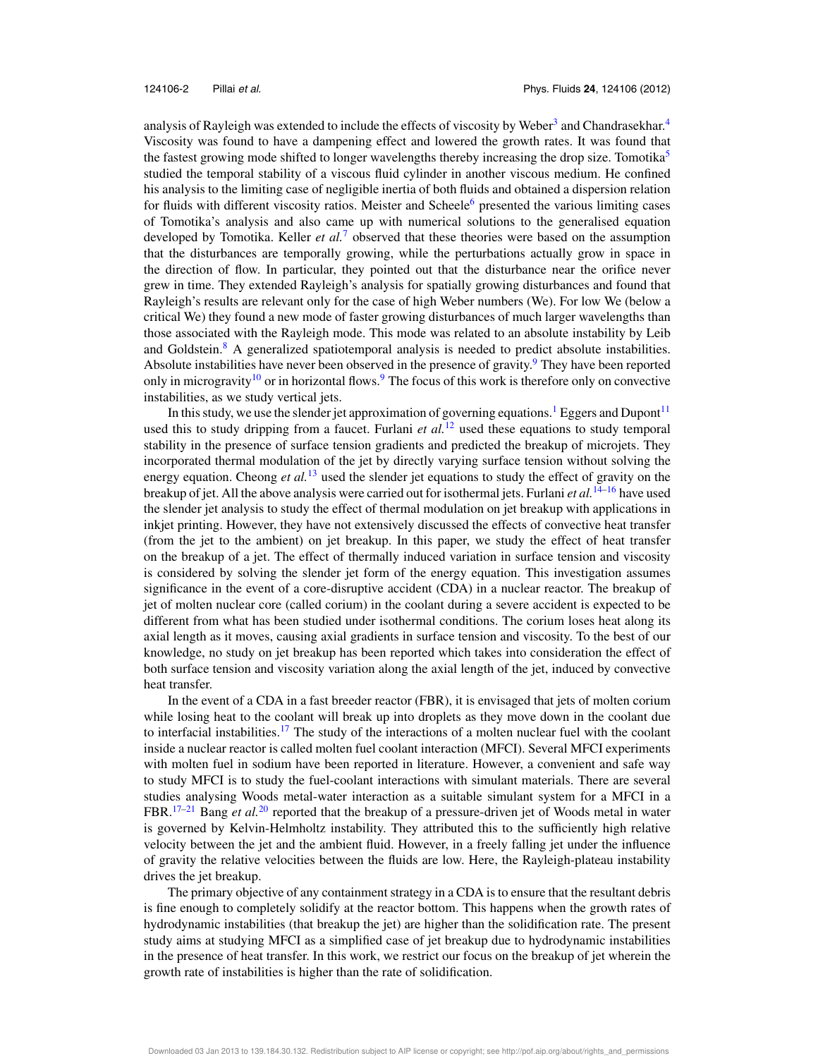analysis of Rayleigh was extended to include the effects of viscosity by Weber[3] and Chandrasekhar.[4] Viscosity was found to have a dampening effect and lowered the growth rates. It was found that the fastest growing mode shifted to longer wavelengths thereby increasing the drop size. Tomotika[5] studied the temporal stability of a viscous fluid cylinder in another viscous medium. He confined his analysis to the limiting case of negligible inertia of both fluids and obtained a dispersion relation for fluids with different viscosity ratios. Meister and Scheele[6] presented the various limiting cases of Tomotika's analysis and also came up with numerical solutions to the generalised equation developed by Tomotika. Keller *et al.*[7] observed that these theories were based on the assumption that the disturbances are temporally growing, while the perturbations actually grow in space in the direction of flow. In particular, they pointed out that the disturbance near the orifice never grew in time. They extended Rayleigh's analysis for spatially growing disturbances and found that Rayleigh's results are relevant only for the case of high Weber numbers (We). For low We (below a critical We) they found a new mode of faster growing disturbances of much larger wavelengths than those associated with the Rayleigh mode. This mode was related to an absolute instability by Leib and Goldstein.[8] A generalized spatiotemporal analysis is needed to predict absolute instabilities. Absolute instabilities have never been observed in the presence of gravity.[9] They have been reported only in microgravity[10] or in horizontal flows.[9] The focus of this work is therefore only on convective instabilities, as we study vertical jets.

In this study, we use the slender jet approximation of governing equations.[1] Eggers and Dupont[11] used this to study dripping from a faucet. Furlani *et al.*[12] used these equations to study temporal stability in the presence of surface tension gradients and predicted the breakup of microjets. They incorporated thermal modulation of the jet by directly varying surface tension without solving the energy equation. Cheong *et al.*[13] used the slender jet equations to study the effect of gravity on the breakup of jet. All the above analysis were carried out for isothermal jets. Furlani *et al.*[14–16] have used the slender jet analysis to study the effect of thermal modulation on jet breakup with applications in inkjet printing. However, they have not extensively discussed the effects of convective heat transfer (from the jet to the ambient) on jet breakup. In this paper, we study the effect of heat transfer on the breakup of a jet. The effect of thermally induced variation in surface tension and viscosity is considered by solving the slender jet form of the energy equation. This investigation assumes significance in the event of a core-disruptive accident (CDA) in a nuclear reactor. The breakup of jet of molten nuclear core (called corium) in the coolant during a severe accident is expected to be different from what has been studied under isothermal conditions. The corium loses heat along its axial length as it moves, causing axial gradients in surface tension and viscosity. To the best of our knowledge, no study on jet breakup has been reported which takes into consideration the effect of both surface tension and viscosity variation along the axial length of the jet, induced by convective heat transfer.

In the event of a CDA in a fast breeder reactor (FBR), it is envisaged that jets of molten corium while losing heat to the coolant will break up into droplets as they move down in the coolant due to interfacial instabilities.[17] The study of the interactions of a molten nuclear fuel with the coolant inside a nuclear reactor is called molten fuel coolant interaction (MFCI). Several MFCI experiments with molten fuel in sodium have been reported in literature. However, a convenient and safe way to study MFCI is to study the fuel-coolant interactions with simulant materials. There are several studies analysing Woods metal-water interaction as a suitable simulant system for a MFCI in a FBR.[17–21] Bang *et al.*[20] reported that the breakup of a pressure-driven jet of Woods metal in water is governed by Kelvin-Helmholtz instability. They attributed this to the sufficiently high relative velocity between the jet and the ambient fluid. However, in a freely falling jet under the influence of gravity the relative velocities between the fluids are low. Here, the Rayleigh-plateau instability drives the jet breakup.

The primary objective of any containment strategy in a CDA is to ensure that the resultant debris is fine enough to completely solidify at the reactor bottom. This happens when the growth rates of hydrodynamic instabilities (that breakup the jet) are higher than the solidification rate. The present study aims at studying MFCI as a simplified case of jet breakup due to hydrodynamic instabilities in the presence of heat transfer. In this work, we restrict our focus on the breakup of jet wherein the growth rate of instabilities is higher than the rate of solidification.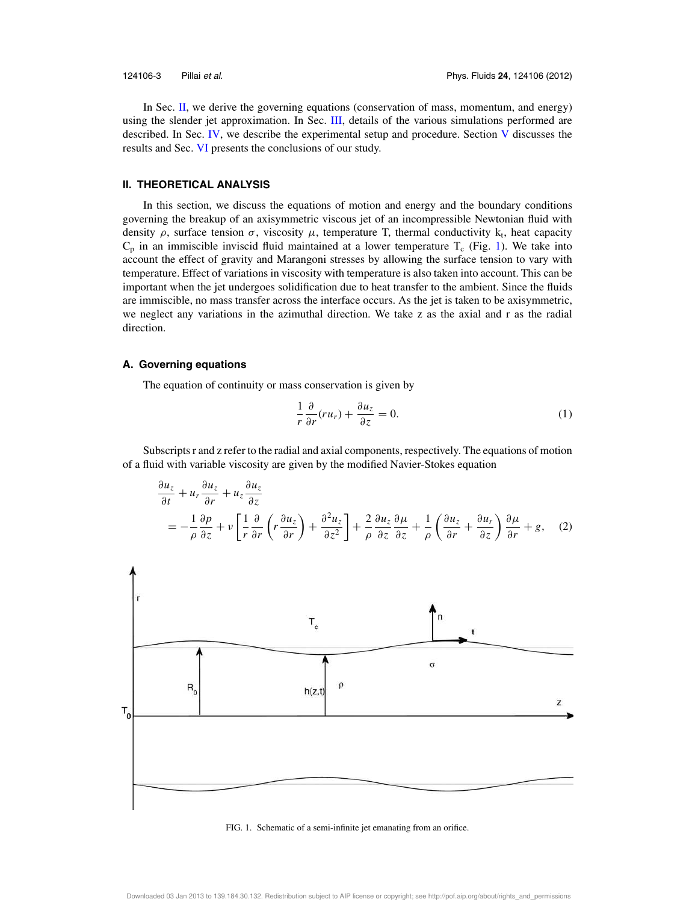In Sec. II, we derive the governing equations (conservation of mass, momentum, and energy) using the slender jet approximation. In Sec. III, details of the various simulations performed are described. In Sec. IV, we describe the experimental setup and procedure. Section V discusses the results and Sec. VI presents the conclusions of our study.

## II. THEORETICAL ANALYSIS

In this section, we discuss the equations of motion and energy and the boundary conditions governing the breakup of an axisymmetric viscous jet of an incompressible Newtonian fluid with density $\rho$, surface tension $\sigma$, viscosity $\mu$, temperature T, thermal conductivity $k_t$, heat capacity $C_p$ in an immiscible inviscid fluid maintained at a lower temperature $T_c$ (Fig. 1). We take into account the effect of gravity and Marangoni stresses by allowing the surface tension to vary with temperature. Effect of variations in viscosity with temperature is also taken into account. This can be important when the jet undergoes solidification due to heat transfer to the ambient. Since the fluids are immiscible, no mass transfer across the interface occurs. As the jet is taken to be axisymmetric, we neglect any variations in the azimuthal direction. We take z as the axial and r as the radial direction.

### A. Governing equations

The equation of continuity or mass conservation is given by

$$\frac{1}{r}\frac{\partial}{\partial r}(ru_r) + \frac{\partial u_z}{\partial z} = 0. \tag{1}$$

Subscripts r and z refer to the radial and axial components, respectively. The equations of motion of a fluid with variable viscosity are given by the modified Navier-Stokes equation

$$\frac{\partial u_z}{\partial t} + u_r\frac{\partial u_z}{\partial r} + u_z\frac{\partial u_z}{\partial z} = -\frac{1}{\rho}\frac{\partial p}{\partial z} + \nu\left[\frac{1}{r}\frac{\partial}{\partial r}\left(r\frac{\partial u_z}{\partial r}\right) + \frac{\partial^2 u_z}{\partial z^2}\right] + \frac{2}{\rho}\frac{\partial u_z}{\partial z}\frac{\partial \mu}{\partial z} + \frac{1}{\rho}\left(\frac{\partial u_z}{\partial r} + \frac{\partial u_r}{\partial z}\right)\frac{\partial \mu}{\partial r} + g, \tag{2}$$

FIG. 1. Schematic of a semi-infinite jet emanating from an orifice.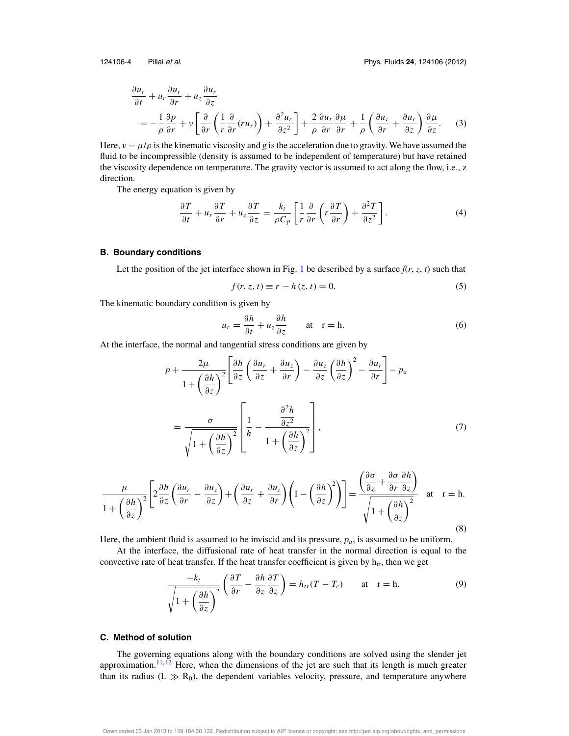$$\frac{\partial u_r}{\partial t} + u_r \frac{\partial u_r}{\partial r} + u_z \frac{\partial u_r}{\partial z}$$
$$= -\frac{1}{\rho}\frac{\partial p}{\partial r} + \nu\left[\frac{\partial}{\partial r}\left(\frac{1}{r}\frac{\partial}{\partial r}(r u_r)\right) + \frac{\partial^2 u_r}{\partial z^2}\right] + \frac{2}{\rho}\frac{\partial u_r}{\partial r}\frac{\partial \mu}{\partial r} + \frac{1}{\rho}\left(\frac{\partial u_z}{\partial r} + \frac{\partial u_r}{\partial z}\right)\frac{\partial \mu}{\partial z}. \quad (3)$$

Here, $\nu = \mu/\rho$ is the kinematic viscosity and g is the acceleration due to gravity. We have assumed the fluid to be incompressible (density is assumed to be independent of temperature) but have retained the viscosity dependence on temperature. The gravity vector is assumed to act along the flow, i.e., z direction.

The energy equation is given by

$$\frac{\partial T}{\partial t} + u_r \frac{\partial T}{\partial r} + u_z \frac{\partial T}{\partial z} = \frac{k_t}{\rho C_p}\left[\frac{1}{r}\frac{\partial}{\partial r}\left(r\frac{\partial T}{\partial r}\right) + \frac{\partial^2 T}{\partial z^2}\right]. \quad (4)$$

### B. Boundary conditions

Let the position of the jet interface shown in Fig. 1 be described by a surface $f(r, z, t)$ such that

$$f(r, z, t) \equiv r - h(z, t) = 0. \quad (5)$$

The kinematic boundary condition is given by

$$u_r = \frac{\partial h}{\partial t} + u_z \frac{\partial h}{\partial z} \qquad \text{at} \quad \text{r = h}. \quad (6)$$

At the interface, the normal and tangential stress conditions are given by

$$p + \frac{2\mu}{1 + \left(\frac{\partial h}{\partial z}\right)^2}\left[\frac{\partial h}{\partial z}\left(\frac{\partial u_r}{\partial z} + \frac{\partial u_z}{\partial r}\right) - \frac{\partial u_z}{\partial z}\left(\frac{\partial h}{\partial z}\right)^2 - \frac{\partial u_r}{\partial r}\right] - p_a$$
$$= \frac{\sigma}{\sqrt{1 + \left(\frac{\partial h}{\partial z}\right)^2}}\left[\frac{1}{h} - \frac{\frac{\partial^2 h}{\partial z^2}}{1 + \left(\frac{\partial h}{\partial z}\right)^2}\right], \quad (7)$$

$$\frac{\mu}{1 + \left(\frac{\partial h}{\partial z}\right)^2}\left[2\frac{\partial h}{\partial z}\left(\frac{\partial u_r}{\partial r} - \frac{\partial u_z}{\partial z}\right) + \left(\frac{\partial u_r}{\partial z} + \frac{\partial u_z}{\partial r}\right)\left(1 - \left(\frac{\partial h}{\partial z}\right)^2\right)\right] = \frac{\left(\frac{\partial \sigma}{\partial z} + \frac{\partial \sigma}{\partial r}\frac{\partial h}{\partial z}\right)}{\sqrt{1 + \left(\frac{\partial h}{\partial z}\right)^2}} \quad \text{at} \quad \text{r = h}. \quad (8)$$

Here, the ambient fluid is assumed to be inviscid and its pressure, $p_a$, is assumed to be uniform.

At the interface, the diffusional rate of heat transfer in the normal direction is equal to the convective rate of heat transfer. If the heat transfer coefficient is given by $h_{tr}$, then we get

$$\frac{-k_t}{\sqrt{1 + \left(\frac{\partial h}{\partial z}\right)^2}}\left(\frac{\partial T}{\partial r} - \frac{\partial h}{\partial z}\frac{\partial T}{\partial z}\right) = h_{tr}(T - T_c) \qquad \text{at} \quad \text{r = h}. \quad (9)$$

### C. Method of solution

The governing equations along with the boundary conditions are solved using the slender jet approximation.[11,12] Here, when the dimensions of the jet are such that its length is much greater than its radius ($L \gg R_0$), the dependent variables velocity, pressure, and temperature anywhere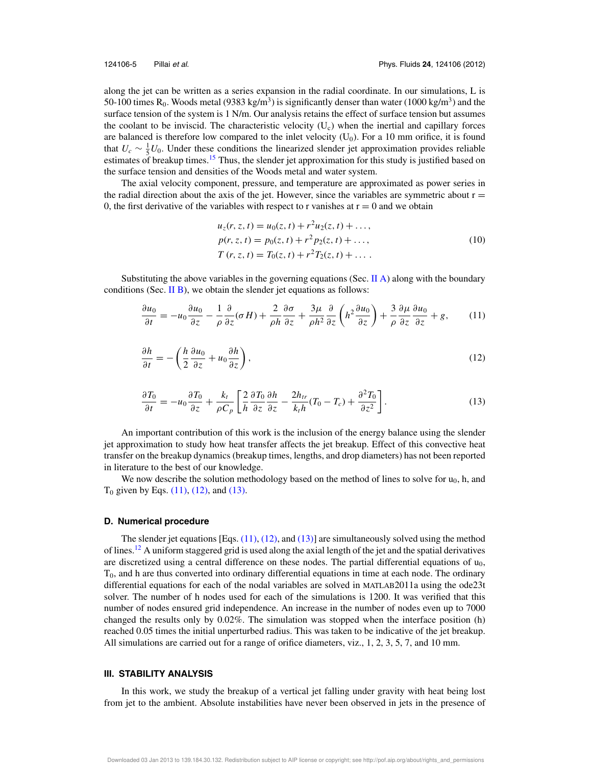along the jet can be written as a series expansion in the radial coordinate. In our simulations, L is 50-100 times $R_0$. Woods metal (9383 kg/m$^3$) is significantly denser than water (1000 kg/m$^3$) and the surface tension of the system is 1 N/m. Our analysis retains the effect of surface tension but assumes the coolant to be inviscid. The characteristic velocity ($U_c$) when the inertial and capillary forces are balanced is therefore low compared to the inlet velocity ($U_0$). For a 10 mm orifice, it is found that $U_c \sim \frac{1}{5}U_0$. Under these conditions the linearized slender jet approximation provides reliable estimates of breakup times.[15] Thus, the slender jet approximation for this study is justified based on the surface tension and densities of the Woods metal and water system.

The axial velocity component, pressure, and temperature are approximated as power series in the radial direction about the axis of the jet. However, since the variables are symmetric about r = 0, the first derivative of the variables with respect to r vanishes at r = 0 and we obtain

$$
\begin{aligned}
u_z(r, z, t) &= u_0(z, t) + r^2 u_2(z, t) + \ldots, \\
p(r, z, t) &= p_0(z, t) + r^2 p_2(z, t) + \ldots, \\
T(r, z, t) &= T_0(z, t) + r^2 T_2(z, t) + \ldots .
\end{aligned}
\tag{10}
$$

Substituting the above variables in the governing equations (Sec. II A) along with the boundary conditions (Sec. II B), we obtain the slender jet equations as follows:

$$
\frac{\partial u_0}{\partial t} = -u_0 \frac{\partial u_0}{\partial z} - \frac{1}{\rho}\frac{\partial}{\partial z}(\sigma H) + \frac{2}{\rho h}\frac{\partial \sigma}{\partial z} + \frac{3\mu}{\rho h^2}\frac{\partial}{\partial z}\left(h^2 \frac{\partial u_0}{\partial z}\right) + \frac{3}{\rho}\frac{\partial \mu}{\partial z}\frac{\partial u_0}{\partial z} + g, \tag{11}
$$

$$
\frac{\partial h}{\partial t} = -\left(\frac{h}{2}\frac{\partial u_0}{\partial z} + u_0 \frac{\partial h}{\partial z}\right), \tag{12}
$$

$$
\frac{\partial T_0}{\partial t} = -u_0 \frac{\partial T_0}{\partial z} + \frac{k_t}{\rho C_p}\left[\frac{2}{h}\frac{\partial T_0}{\partial z}\frac{\partial h}{\partial z} - \frac{2h_{tr}}{k_t h}(T_0 - T_c) + \frac{\partial^2 T_0}{\partial z^2}\right]. \tag{13}
$$

An important contribution of this work is the inclusion of the energy balance using the slender jet approximation to study how heat transfer affects the jet breakup. Effect of this convective heat transfer on the breakup dynamics (breakup times, lengths, and drop diameters) has not been reported in literature to the best of our knowledge.

We now describe the solution methodology based on the method of lines to solve for $u_0$, h, and $T_0$ given by Eqs. (11), (12), and (13).

### D. Numerical procedure

The slender jet equations [Eqs. (11), (12), and (13)] are simultaneously solved using the method of lines.[12] A uniform staggered grid is used along the axial length of the jet and the spatial derivatives are discretized using a central difference on these nodes. The partial differential equations of $u_0$, $T_0$, and h are thus converted into ordinary differential equations in time at each node. The ordinary differential equations for each of the nodal variables are solved in MATLAB2011a using the ode23t solver. The number of h nodes used for each of the simulations is 1200. It was verified that this number of nodes ensured grid independence. An increase in the number of nodes even up to 7000 changed the results only by 0.02%. The simulation was stopped when the interface position (h) reached 0.05 times the initial unperturbed radius. This was taken to be indicative of the jet breakup. All simulations are carried out for a range of orifice diameters, viz., 1, 2, 3, 5, 7, and 10 mm.

## III. STABILITY ANALYSIS

In this work, we study the breakup of a vertical jet falling under gravity with heat being lost from jet to the ambient. Absolute instabilities have never been observed in jets in the presence of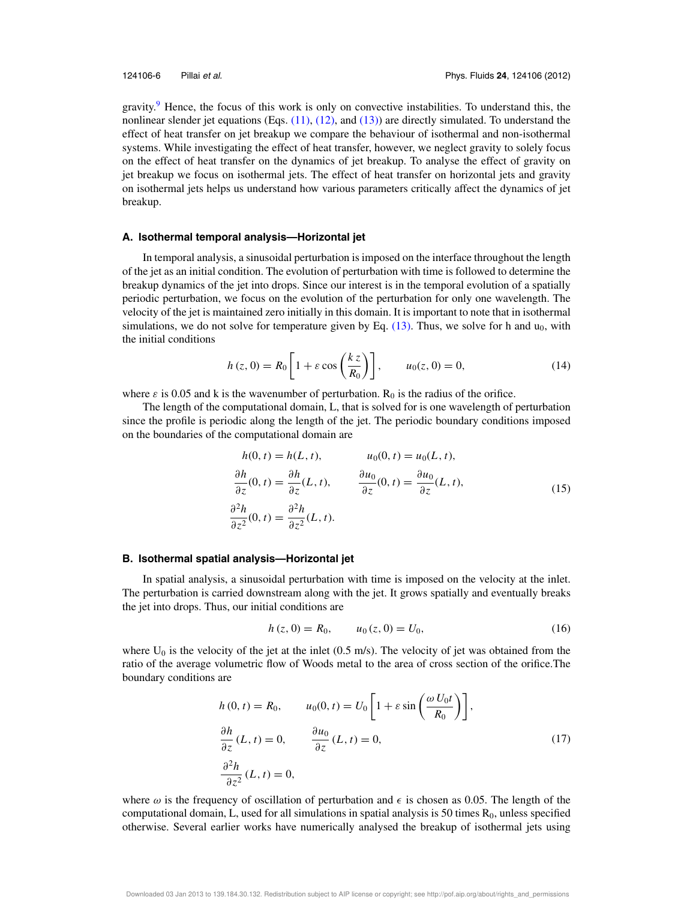gravity.[9] Hence, the focus of this work is only on convective instabilities. To understand this, the nonlinear slender jet equations (Eqs. (11), (12), and (13)) are directly simulated. To understand the effect of heat transfer on jet breakup we compare the behaviour of isothermal and non-isothermal systems. While investigating the effect of heat transfer, however, we neglect gravity to solely focus on the effect of heat transfer on the dynamics of jet breakup. To analyse the effect of gravity on jet breakup we focus on isothermal jets. The effect of heat transfer on horizontal jets and gravity on isothermal jets helps us understand how various parameters critically affect the dynamics of jet breakup.

### A. Isothermal temporal analysis—Horizontal jet

In temporal analysis, a sinusoidal perturbation is imposed on the interface throughout the length of the jet as an initial condition. The evolution of perturbation with time is followed to determine the breakup dynamics of the jet into drops. Since our interest is in the temporal evolution of a spatially periodic perturbation, we focus on the evolution of the perturbation for only one wavelength. The velocity of the jet is maintained zero initially in this domain. It is important to note that in isothermal simulations, we do not solve for temperature given by Eq. (13). Thus, we solve for h and $u_0$, with the initial conditions

$$h(z,0) = R_0\left[1 + \varepsilon \cos\left(\frac{k\,z}{R_0}\right)\right], \qquad u_0(z,0) = 0, \tag{14}$$

where $\varepsilon$ is 0.05 and k is the wavenumber of perturbation. $R_0$ is the radius of the orifice.

The length of the computational domain, L, that is solved for is one wavelength of perturbation since the profile is periodic along the length of the jet. The periodic boundary conditions imposed on the boundaries of the computational domain are

$$\begin{aligned}
h(0,t) &= h(L,t), & u_0(0,t) &= u_0(L,t),\\
\frac{\partial h}{\partial z}(0,t) &= \frac{\partial h}{\partial z}(L,t), & \frac{\partial u_0}{\partial z}(0,t) &= \frac{\partial u_0}{\partial z}(L,t),\\
\frac{\partial^2 h}{\partial z^2}(0,t) &= \frac{\partial^2 h}{\partial z^2}(L,t).
\end{aligned} \tag{15}$$

### B. Isothermal spatial analysis—Horizontal jet

In spatial analysis, a sinusoidal perturbation with time is imposed on the velocity at the inlet. The perturbation is carried downstream along with the jet. It grows spatially and eventually breaks the jet into drops. Thus, our initial conditions are

$$h(z,0) = R_0, \qquad u_0(z,0) = U_0, \tag{16}$$

where $U_0$ is the velocity of the jet at the inlet (0.5 m/s). The velocity of jet was obtained from the ratio of the average volumetric flow of Woods metal to the area of cross section of the orifice.The boundary conditions are

$$\begin{aligned}
h(0,t) &= R_0, & u_0(0,t) &= U_0\left[1 + \varepsilon \sin\left(\frac{\omega\,U_0 t}{R_0}\right)\right],\\
\frac{\partial h}{\partial z}(L,t) &= 0, & \frac{\partial u_0}{\partial z}(L,t) &= 0,\\
\frac{\partial^2 h}{\partial z^2}(L,t) &= 0,
\end{aligned} \tag{17}$$

where $\omega$ is the frequency of oscillation of perturbation and $\epsilon$ is chosen as 0.05. The length of the computational domain, L, used for all simulations in spatial analysis is 50 times $R_0$, unless specified otherwise. Several earlier works have numerically analysed the breakup of isothermal jets using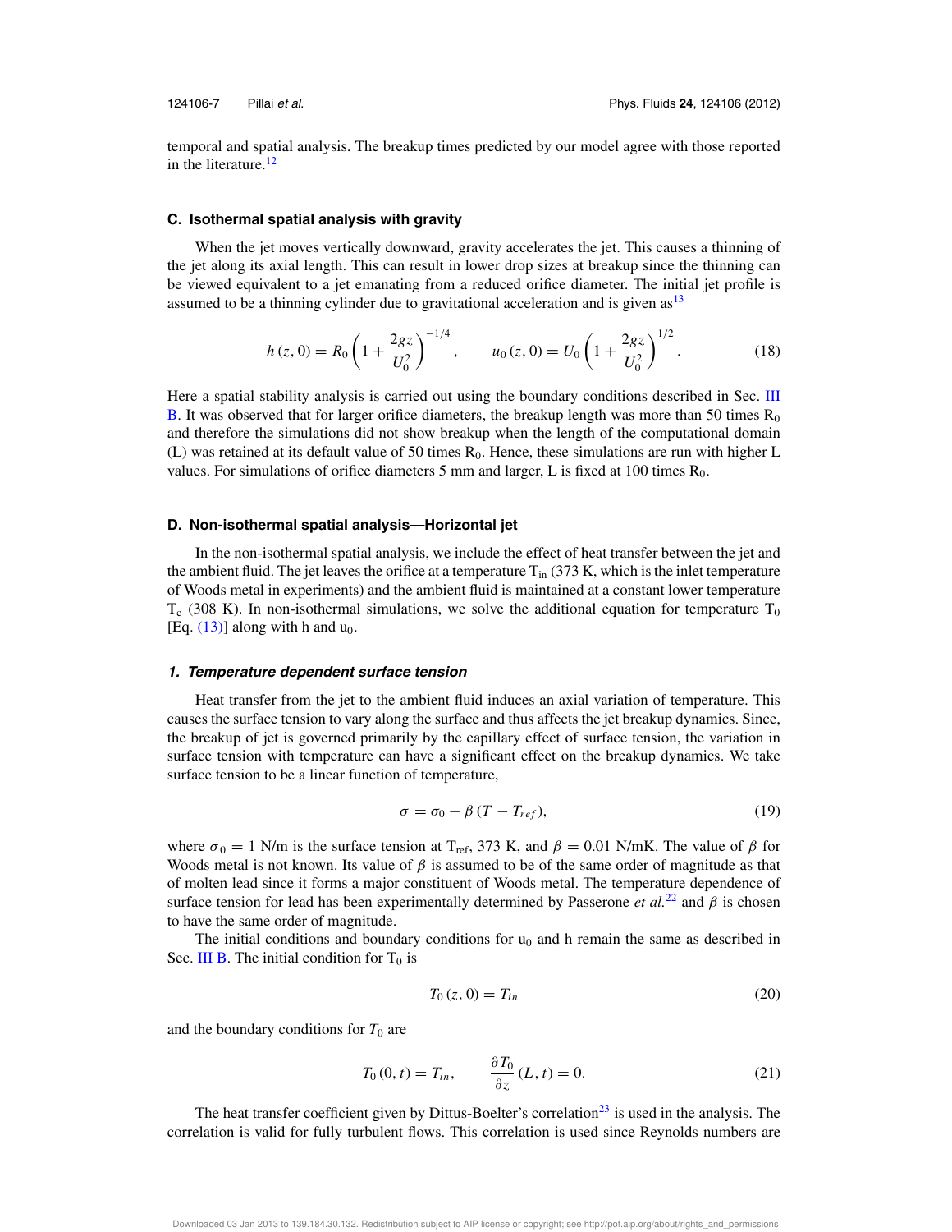temporal and spatial analysis. The breakup times predicted by our model agree with those reported in the literature.[12]

### C. Isothermal spatial analysis with gravity

When the jet moves vertically downward, gravity accelerates the jet. This causes a thinning of the jet along its axial length. This can result in lower drop sizes at breakup since the thinning can be viewed equivalent to a jet emanating from a reduced orifice diameter. The initial jet profile is assumed to be a thinning cylinder due to gravitational acceleration and is given as[13]

$$h(z,0) = R_0\left(1+\frac{2gz}{U_0^2}\right)^{-1/4}, \qquad u_0(z,0) = U_0\left(1+\frac{2gz}{U_0^2}\right)^{1/2}. \tag{18}$$

Here a spatial stability analysis is carried out using the boundary conditions described in Sec. III B. It was observed that for larger orifice diameters, the breakup length was more than 50 times $R_0$ and therefore the simulations did not show breakup when the length of the computational domain (L) was retained at its default value of 50 times $R_0$. Hence, these simulations are run with higher L values. For simulations of orifice diameters 5 mm and larger, L is fixed at 100 times $R_0$.

### D. Non-isothermal spatial analysis—Horizontal jet

In the non-isothermal spatial analysis, we include the effect of heat transfer between the jet and the ambient fluid. The jet leaves the orifice at a temperature $T_{in}$ (373 K, which is the inlet temperature of Woods metal in experiments) and the ambient fluid is maintained at a constant lower temperature $T_c$ (308 K). In non-isothermal simulations, we solve the additional equation for temperature $T_0$ [Eq. (13)] along with h and $u_0$.

#### 1. Temperature dependent surface tension

Heat transfer from the jet to the ambient fluid induces an axial variation of temperature. This causes the surface tension to vary along the surface and thus affects the jet breakup dynamics. Since, the breakup of jet is governed primarily by the capillary effect of surface tension, the variation in surface tension with temperature can have a significant effect on the breakup dynamics. We take surface tension to be a linear function of temperature,

$$\sigma = \sigma_0 - \beta\,(T - T_{ref}), \tag{19}$$

where $\sigma_0 = 1$ N/m is the surface tension at $T_{ref}$, 373 K, and $\beta = 0.01$ N/mK. The value of $\beta$ for Woods metal is not known. Its value of $\beta$ is assumed to be of the same order of magnitude as that of molten lead since it forms a major constituent of Woods metal. The temperature dependence of surface tension for lead has been experimentally determined by Passerone *et al.*[22] and $\beta$ is chosen to have the same order of magnitude.

The initial conditions and boundary conditions for $u_0$ and h remain the same as described in Sec. III B. The initial condition for $T_0$ is

$$T_0(z,0) = T_{in} \tag{20}$$

and the boundary conditions for $T_0$ are

$$T_0(0,t) = T_{in}, \qquad \frac{\partial T_0}{\partial z}(L,t) = 0. \tag{21}$$

The heat transfer coefficient given by Dittus-Boelter's correlation[23] is used in the analysis. The correlation is valid for fully turbulent flows. This correlation is used since Reynolds numbers are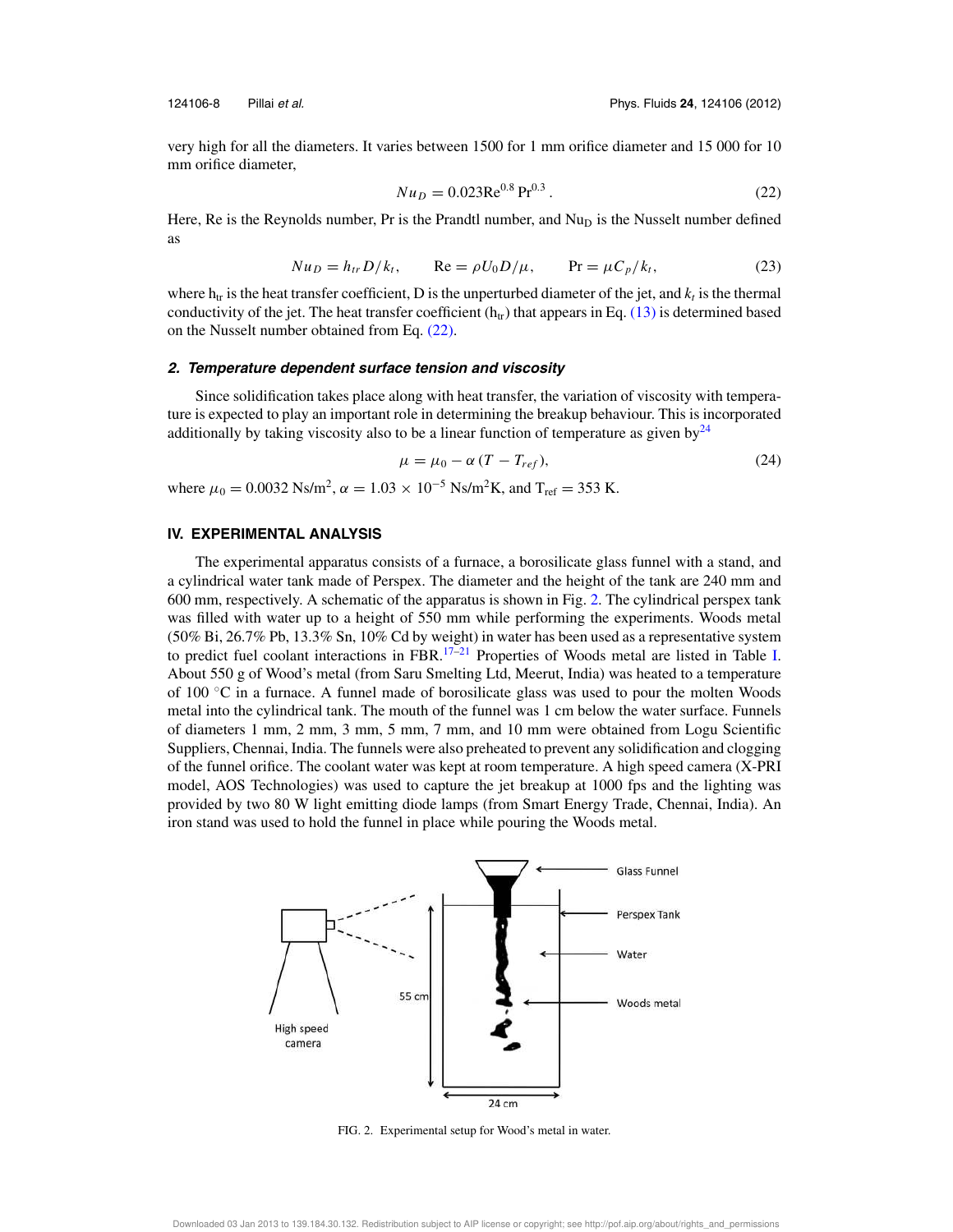very high for all the diameters. It varies between 1500 for 1 mm orifice diameter and 15 000 for 10 mm orifice diameter,

$$Nu_D = 0.023\mathrm{Re}^{0.8}\,\mathrm{Pr}^{0.3}\,. \tag{22}$$

Here, Re is the Reynolds number, Pr is the Prandtl number, and $\mathrm{Nu_D}$ is the Nusselt number defined as

$$Nu_D = h_{tr}D/k_t, \qquad \mathrm{Re} = \rho U_0 D/\mu, \qquad \mathrm{Pr} = \mu C_p/k_t, \tag{23}$$

where $h_{tr}$ is the heat transfer coefficient, D is the unperturbed diameter of the jet, and $k_t$ is the thermal conductivity of the jet. The heat transfer coefficient ($h_{tr}$) that appears in Eq. (13) is determined based on the Nusselt number obtained from Eq. (22).

### 2. Temperature dependent surface tension and viscosity

Since solidification takes place along with heat transfer, the variation of viscosity with temperature is expected to play an important role in determining the breakup behaviour. This is incorporated additionally by taking viscosity also to be a linear function of temperature as given by[24]

$$\mu = \mu_0 - \alpha\,(T - T_{ref}), \tag{24}$$

where $\mu_0 = 0.0032$ Ns/m$^2$, $\alpha = 1.03 \times 10^{-5}$ Ns/m$^2$K, and $T_{ref} = 353$ K.

## IV. EXPERIMENTAL ANALYSIS

The experimental apparatus consists of a furnace, a borosilicate glass funnel with a stand, and a cylindrical water tank made of Perspex. The diameter and the height of the tank are 240 mm and 600 mm, respectively. A schematic of the apparatus is shown in Fig. 2. The cylindrical perspex tank was filled with water up to a height of 550 mm while performing the experiments. Woods metal (50% Bi, 26.7% Pb, 13.3% Sn, 10% Cd by weight) in water has been used as a representative system to predict fuel coolant interactions in FBR.[17–21] Properties of Woods metal are listed in Table I. About 550 g of Wood's metal (from Saru Smelting Ltd, Meerut, India) was heated to a temperature of 100 °C in a furnace. A funnel made of borosilicate glass was used to pour the molten Woods metal into the cylindrical tank. The mouth of the funnel was 1 cm below the water surface. Funnels of diameters 1 mm, 2 mm, 3 mm, 5 mm, 7 mm, and 10 mm were obtained from Logu Scientific Suppliers, Chennai, India. The funnels were also preheated to prevent any solidification and clogging of the funnel orifice. The coolant water was kept at room temperature. A high speed camera (X-PRI model, AOS Technologies) was used to capture the jet breakup at 1000 fps and the lighting was provided by two 80 W light emitting diode lamps (from Smart Energy Trade, Chennai, India). An iron stand was used to hold the funnel in place while pouring the Woods metal.

FIG. 2. Experimental setup for Wood's metal in water.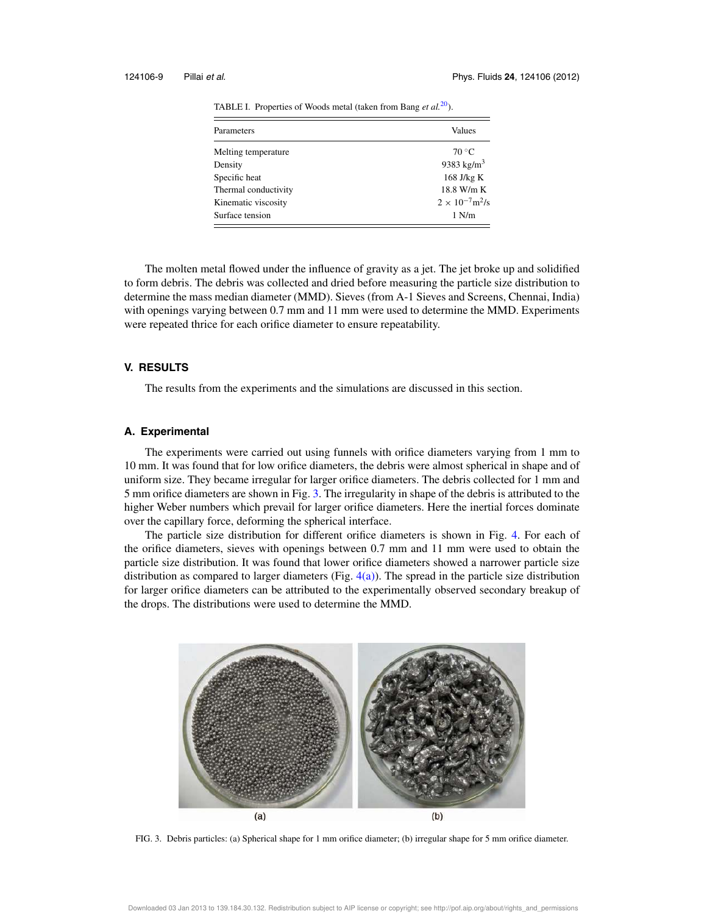TABLE I. Properties of Woods metal (taken from Bang *et al.*[20]).

| Parameters | Values |
|---|---|
| Melting temperature | 70 °C |
| Density | 9383 kg/m$^3$ |
| Specific heat | 168 J/kg K |
| Thermal conductivity | 18.8 W/m K |
| Kinematic viscosity | $2 \times 10^{-7}$m$^2$/s |
| Surface tension | 1 N/m |

The molten metal flowed under the influence of gravity as a jet. The jet broke up and solidified to form debris. The debris was collected and dried before measuring the particle size distribution to determine the mass median diameter (MMD). Sieves (from A-1 Sieves and Screens, Chennai, India) with openings varying between 0.7 mm and 11 mm were used to determine the MMD. Experiments were repeated thrice for each orifice diameter to ensure repeatability.

## V. RESULTS

The results from the experiments and the simulations are discussed in this section.

### A. Experimental

The experiments were carried out using funnels with orifice diameters varying from 1 mm to 10 mm. It was found that for low orifice diameters, the debris were almost spherical in shape and of uniform size. They became irregular for larger orifice diameters. The debris collected for 1 mm and 5 mm orifice diameters are shown in Fig. 3. The irregularity in shape of the debris is attributed to the higher Weber numbers which prevail for larger orifice diameters. Here the inertial forces dominate over the capillary force, deforming the spherical interface.

The particle size distribution for different orifice diameters is shown in Fig. 4. For each of the orifice diameters, sieves with openings between 0.7 mm and 11 mm were used to obtain the particle size distribution. It was found that lower orifice diameters showed a narrower particle size distribution as compared to larger diameters (Fig. 4(a)). The spread in the particle size distribution for larger orifice diameters can be attributed to the experimentally observed secondary breakup of the drops. The distributions were used to determine the MMD.

(a) (b)

FIG. 3. Debris particles: (a) Spherical shape for 1 mm orifice diameter; (b) irregular shape for 5 mm orifice diameter.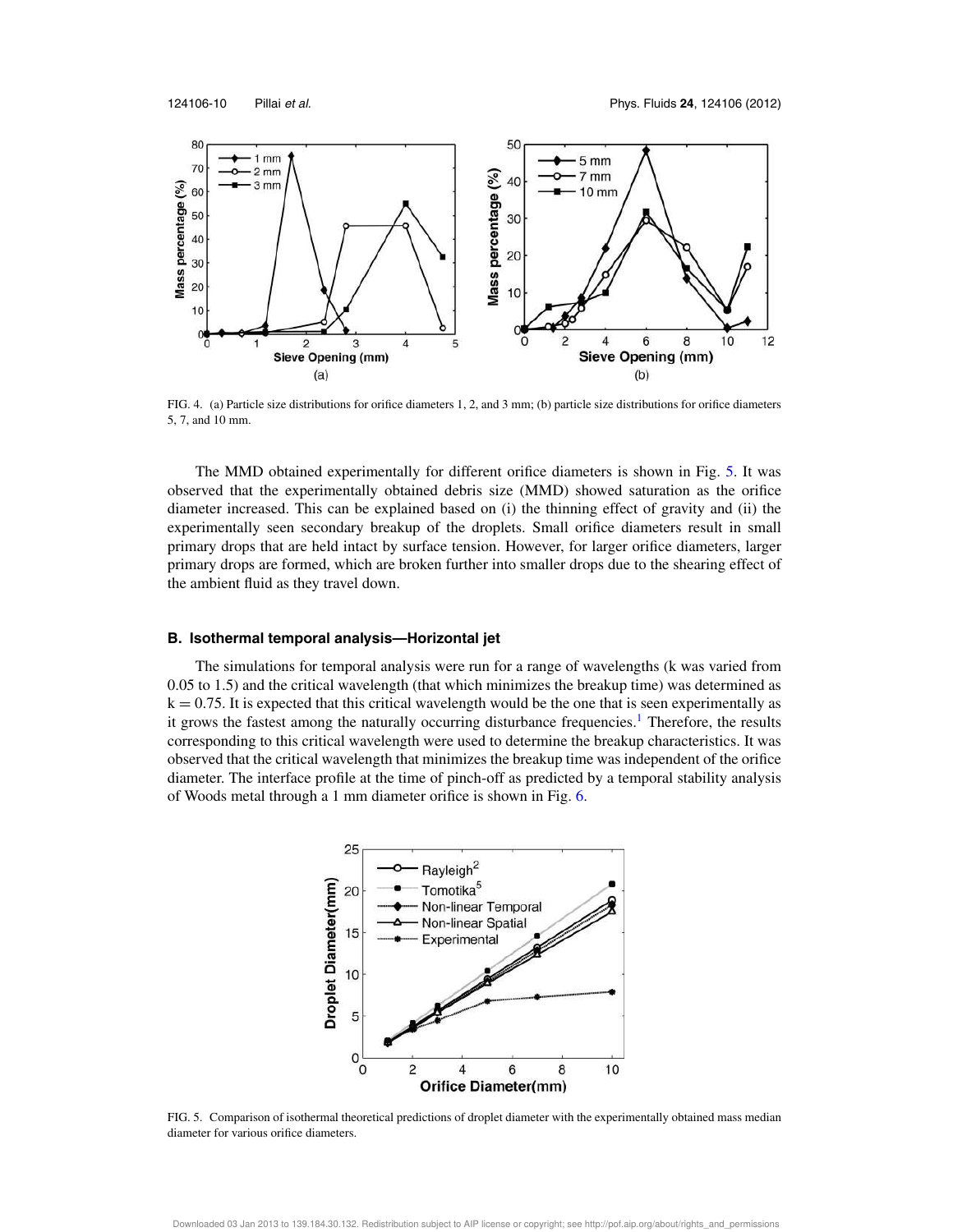FIG. 4. (a) Particle size distributions for orifice diameters 1, 2, and 3 mm; (b) particle size distributions for orifice diameters 5, 7, and 10 mm.

The MMD obtained experimentally for different orifice diameters is shown in Fig. 5. It was observed that the experimentally obtained debris size (MMD) showed saturation as the orifice diameter increased. This can be explained based on (i) the thinning effect of gravity and (ii) the experimentally seen secondary breakup of the droplets. Small orifice diameters result in small primary drops that are held intact by surface tension. However, for larger orifice diameters, larger primary drops are formed, which are broken further into smaller drops due to the shearing effect of the ambient fluid as they travel down.

### B. Isothermal temporal analysis—Horizontal jet

The simulations for temporal analysis were run for a range of wavelengths (k was varied from 0.05 to 1.5) and the critical wavelength (that which minimizes the breakup time) was determined as $k = 0.75$. It is expected that this critical wavelength would be the one that is seen experimentally as it grows the fastest among the naturally occurring disturbance frequencies.[1] Therefore, the results corresponding to this critical wavelength were used to determine the breakup characteristics. It was observed that the critical wavelength that minimizes the breakup time was independent of the orifice diameter. The interface profile at the time of pinch-off as predicted by a temporal stability analysis of Woods metal through a 1 mm diameter orifice is shown in Fig. 6.

FIG. 5. Comparison of isothermal theoretical predictions of droplet diameter with the experimentally obtained mass median diameter for various orifice diameters.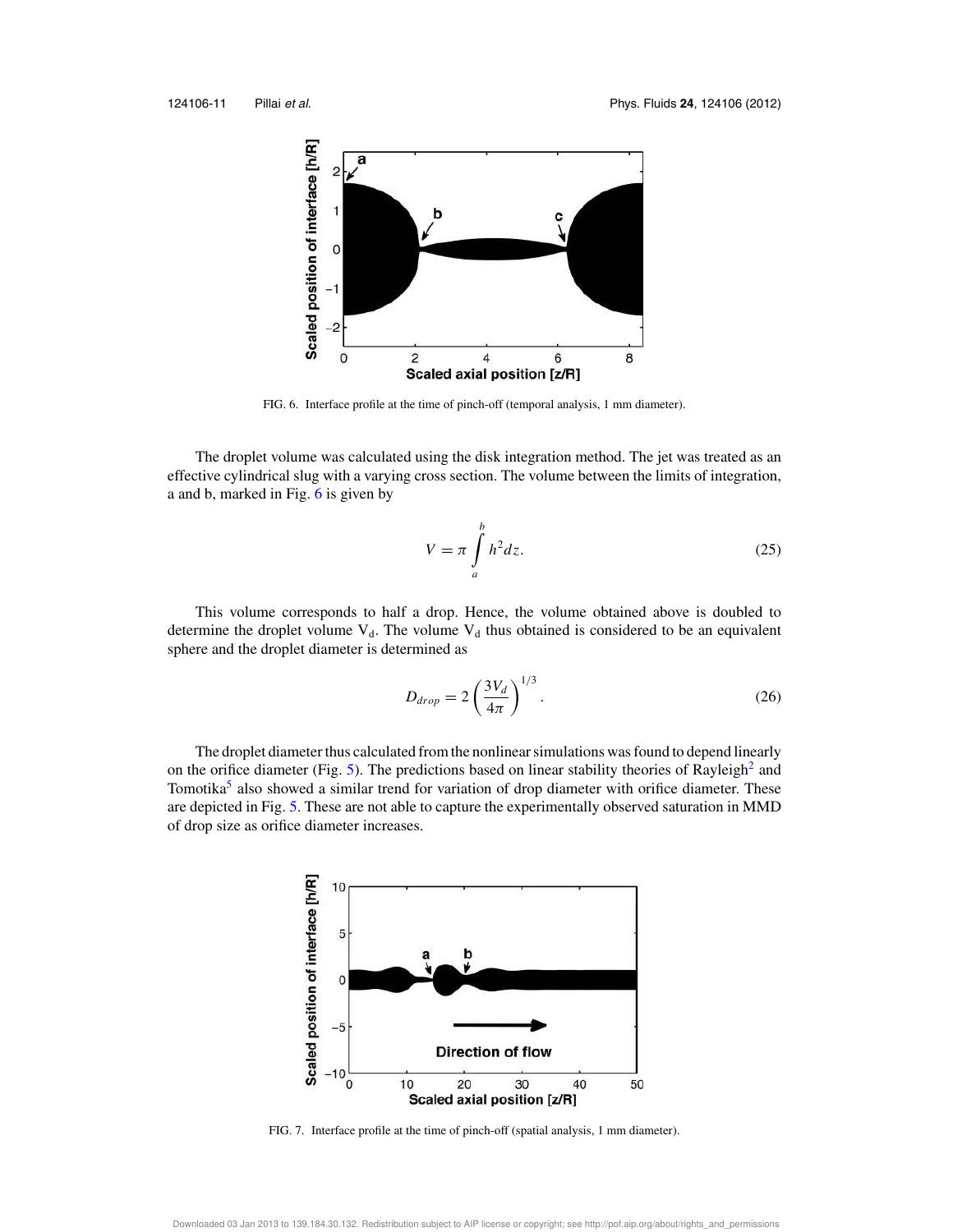FIG. 6. Interface profile at the time of pinch-off (temporal analysis, 1 mm diameter).

The droplet volume was calculated using the disk integration method. The jet was treated as an effective cylindrical slug with a varying cross section. The volume between the limits of integration, a and b, marked in Fig. 6 is given by

$$V = \pi \int_a^b h^2 dz. \tag{25}$$

This volume corresponds to half a drop. Hence, the volume obtained above is doubled to determine the droplet volume $V_d$. The volume $V_d$ thus obtained is considered to be an equivalent sphere and the droplet diameter is determined as

$$D_{drop} = 2\left(\frac{3V_d}{4\pi}\right)^{1/3}. \tag{26}$$

The droplet diameter thus calculated from the nonlinear simulations was found to depend linearly on the orifice diameter (Fig. 5). The predictions based on linear stability theories of Rayleigh[2] and Tomotika[5] also showed a similar trend for variation of drop diameter with orifice diameter. These are depicted in Fig. 5. These are not able to capture the experimentally observed saturation in MMD of drop size as orifice diameter increases.

FIG. 7. Interface profile at the time of pinch-off (spatial analysis, 1 mm diameter).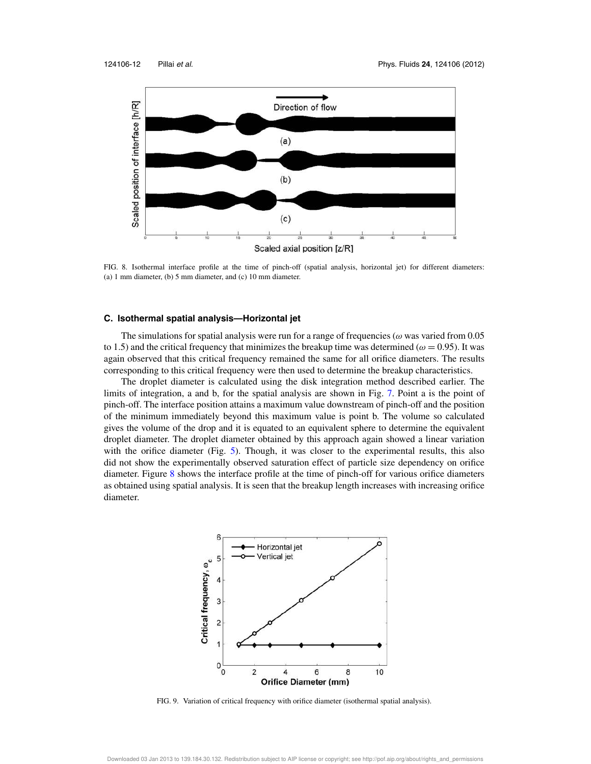FIG. 8. Isothermal interface profile at the time of pinch-off (spatial analysis, horizontal jet) for different diameters: (a) 1 mm diameter, (b) 5 mm diameter, and (c) 10 mm diameter.

### C. Isothermal spatial analysis—Horizontal jet

The simulations for spatial analysis were run for a range of frequencies ($\omega$ was varied from 0.05 to 1.5) and the critical frequency that minimizes the breakup time was determined ($\omega = 0.95$). It was again observed that this critical frequency remained the same for all orifice diameters. The results corresponding to this critical frequency were then used to determine the breakup characteristics.

The droplet diameter is calculated using the disk integration method described earlier. The limits of integration, a and b, for the spatial analysis are shown in Fig. 7. Point a is the point of pinch-off. The interface position attains a maximum value downstream of pinch-off and the position of the minimum immediately beyond this maximum value is point b. The volume so calculated gives the volume of the drop and it is equated to an equivalent sphere to determine the equivalent droplet diameter. The droplet diameter obtained by this approach again showed a linear variation with the orifice diameter (Fig. 5). Though, it was closer to the experimental results, this also did not show the experimentally observed saturation effect of particle size dependency on orifice diameter. Figure 8 shows the interface profile at the time of pinch-off for various orifice diameters as obtained using spatial analysis. It is seen that the breakup length increases with increasing orifice diameter.

FIG. 9. Variation of critical frequency with orifice diameter (isothermal spatial analysis).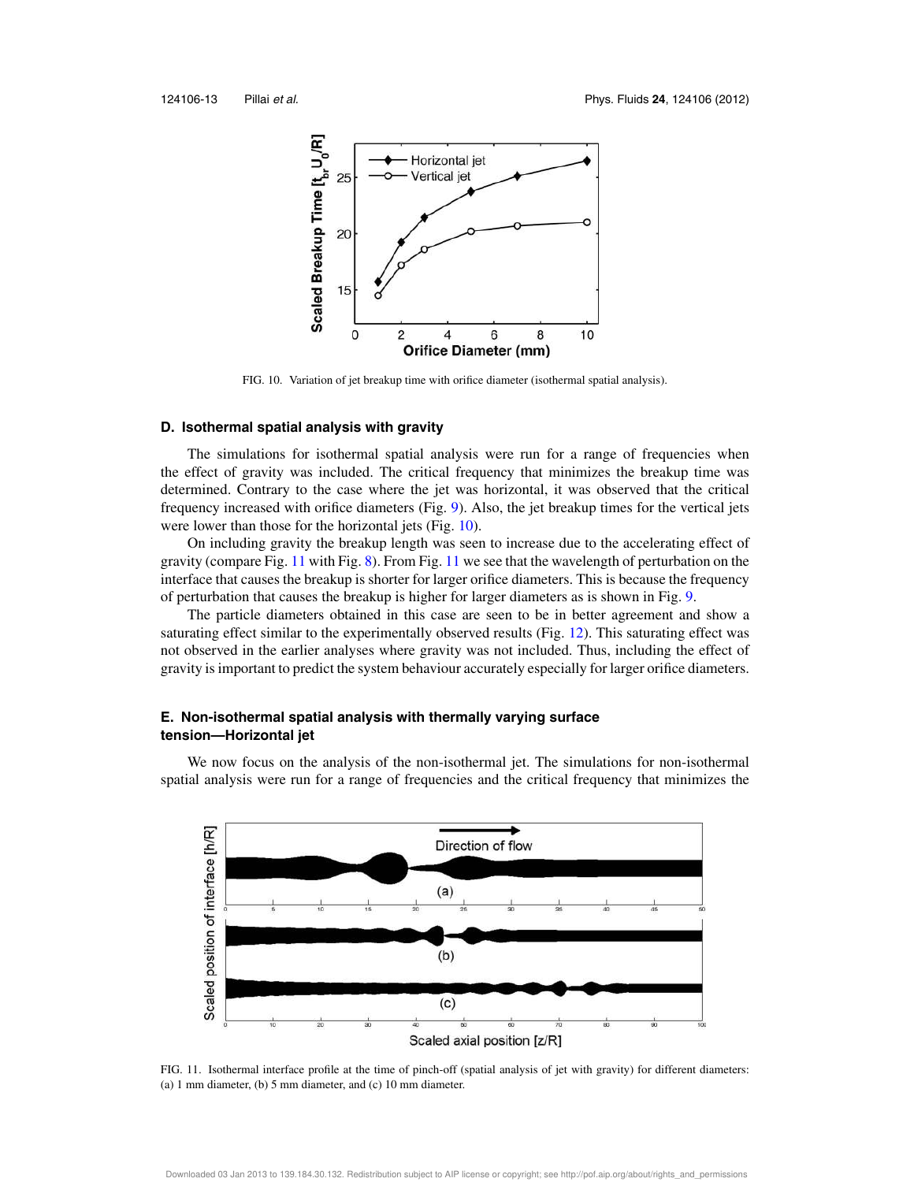FIG. 10. Variation of jet breakup time with orifice diameter (isothermal spatial analysis).

### D. Isothermal spatial analysis with gravity

The simulations for isothermal spatial analysis were run for a range of frequencies when the effect of gravity was included. The critical frequency that minimizes the breakup time was determined. Contrary to the case where the jet was horizontal, it was observed that the critical frequency increased with orifice diameters (Fig. 9). Also, the jet breakup times for the vertical jets were lower than those for the horizontal jets (Fig. 10).

On including gravity the breakup length was seen to increase due to the accelerating effect of gravity (compare Fig. 11 with Fig. 8). From Fig. 11 we see that the wavelength of perturbation on the interface that causes the breakup is shorter for larger orifice diameters. This is because the frequency of perturbation that causes the breakup is higher for larger diameters as is shown in Fig. 9.

The particle diameters obtained in this case are seen to be in better agreement and show a saturating effect similar to the experimentally observed results (Fig. 12). This saturating effect was not observed in the earlier analyses where gravity was not included. Thus, including the effect of gravity is important to predict the system behaviour accurately especially for larger orifice diameters.

### E. Non-isothermal spatial analysis with thermally varying surface tension—Horizontal jet

We now focus on the analysis of the non-isothermal jet. The simulations for non-isothermal spatial analysis were run for a range of frequencies and the critical frequency that minimizes the

FIG. 11. Isothermal interface profile at the time of pinch-off (spatial analysis of jet with gravity) for different diameters: (a) 1 mm diameter, (b) 5 mm diameter, and (c) 10 mm diameter.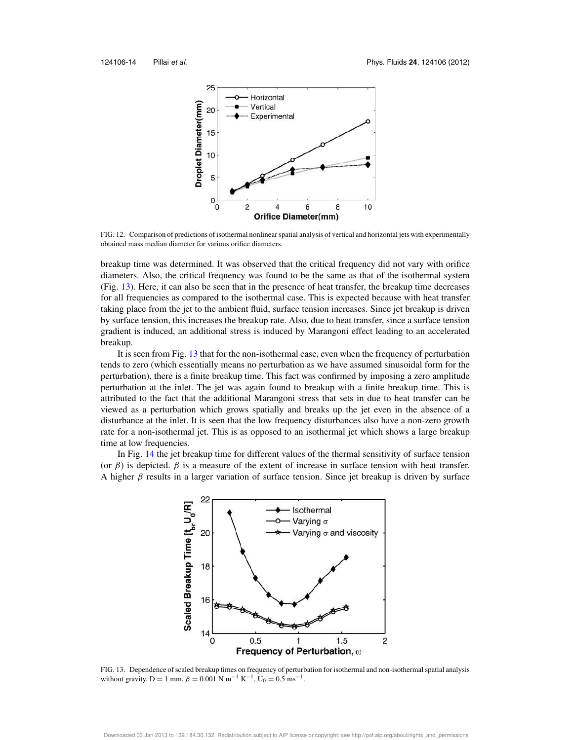FIG. 12. Comparison of predictions of isothermal nonlinear spatial analysis of vertical and horizontal jets with experimentally obtained mass median diameter for various orifice diameters.

breakup time was determined. It was observed that the critical frequency did not vary with orifice diameters. Also, the critical frequency was found to be the same as that of the isothermal system (Fig. 13). Here, it can also be seen that in the presence of heat transfer, the breakup time decreases for all frequencies as compared to the isothermal case. This is expected because with heat transfer taking place from the jet to the ambient fluid, surface tension increases. Since jet breakup is driven by surface tension, this increases the breakup rate. Also, due to heat transfer, since a surface tension gradient is induced, an additional stress is induced by Marangoni effect leading to an accelerated breakup.

It is seen from Fig. 13 that for the non-isothermal case, even when the frequency of perturbation tends to zero (which essentially means no perturbation as we have assumed sinusoidal form for the perturbation), there is a finite breakup time. This fact was confirmed by imposing a zero amplitude perturbation at the inlet. The jet was again found to breakup with a finite breakup time. This is attributed to the fact that the additional Marangoni stress that sets in due to heat transfer can be viewed as a perturbation which grows spatially and breaks up the jet even in the absence of a disturbance at the inlet. It is seen that the low frequency disturbances also have a non-zero growth rate for a non-isothermal jet. This is as opposed to an isothermal jet which shows a large breakup time at low frequencies.

In Fig. 14 the jet breakup time for different values of the thermal sensitivity of surface tension (or $\beta$) is depicted. $\beta$ is a measure of the extent of increase in surface tension with heat transfer. A higher $\beta$ results in a larger variation of surface tension. Since jet breakup is driven by surface

FIG. 13. Dependence of scaled breakup times on frequency of perturbation for isothermal and non-isothermal spatial analysis without gravity, D = 1 mm, $\beta = 0.001$ N m$^{-1}$ K$^{-1}$, $U_0 = 0.5$ ms$^{-1}$.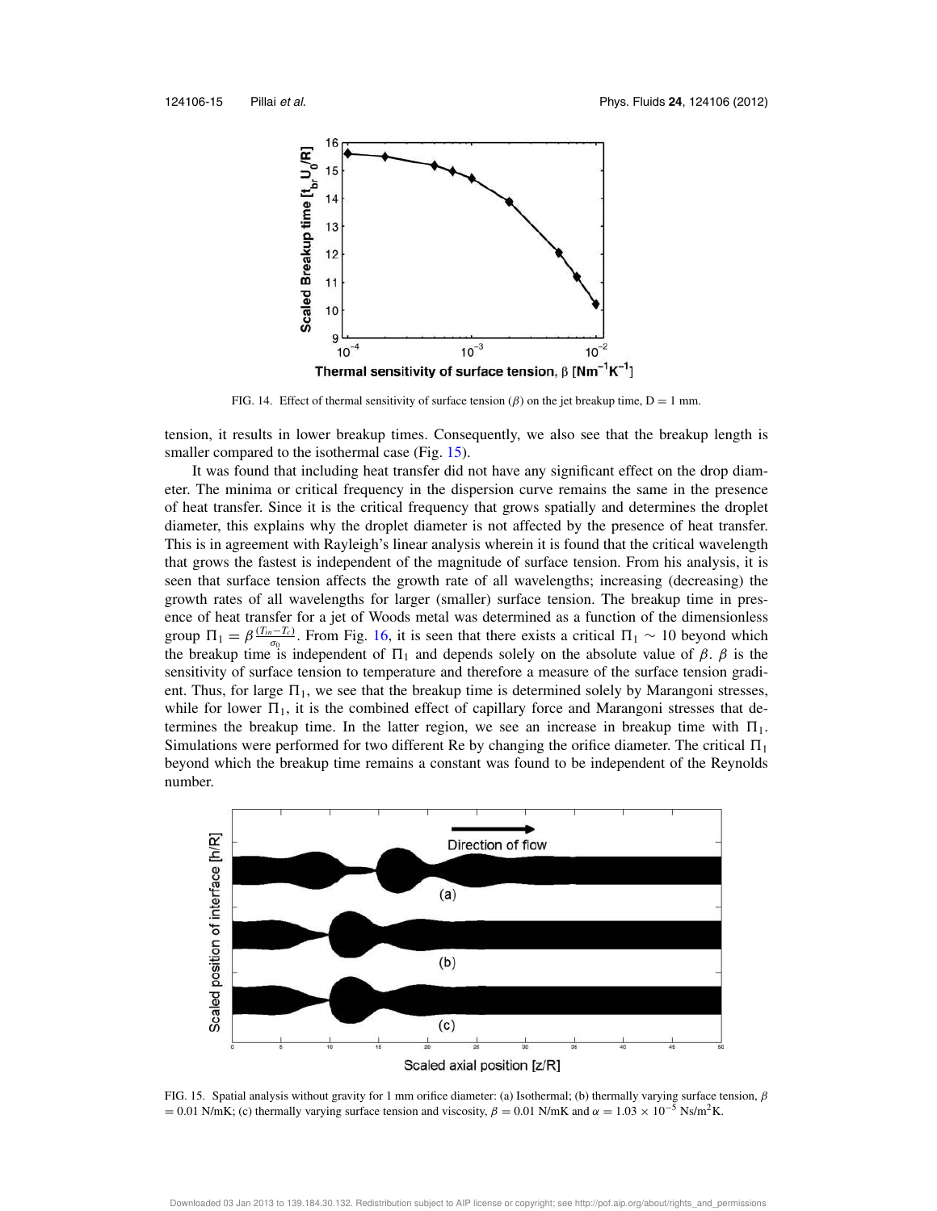FIG. 14. Effect of thermal sensitivity of surface tension ($\beta$) on the jet breakup time, D = 1 mm.

tension, it results in lower breakup times. Consequently, we also see that the breakup length is smaller compared to the isothermal case (Fig. 15).

It was found that including heat transfer did not have any significant effect on the drop diameter. The minima or critical frequency in the dispersion curve remains the same in the presence of heat transfer. Since it is the critical frequency that grows spatially and determines the droplet diameter, this explains why the droplet diameter is not affected by the presence of heat transfer. This is in agreement with Rayleigh's linear analysis wherein it is found that the critical wavelength that grows the fastest is independent of the magnitude of surface tension. From his analysis, it is seen that surface tension affects the growth rate of all wavelengths; increasing (decreasing) the growth rates of all wavelengths for larger (smaller) surface tension. The breakup time in presence of heat transfer for a jet of Woods metal was determined as a function of the dimensionless group $\Pi_1 = \beta\frac{(T_{in}-T_c)}{\sigma_0}$. From Fig. 16, it is seen that there exists a critical $\Pi_1 \sim 10$ beyond which the breakup time is independent of $\Pi_1$ and depends solely on the absolute value of $\beta$. $\beta$ is the sensitivity of surface tension to temperature and therefore a measure of the surface tension gradient. Thus, for large $\Pi_1$, we see that the breakup time is determined solely by Marangoni stresses, while for lower $\Pi_1$, it is the combined effect of capillary force and Marangoni stresses that determines the breakup time. In the latter region, we see an increase in breakup time with $\Pi_1$. Simulations were performed for two different Re by changing the orifice diameter. The critical $\Pi_1$ beyond which the breakup time remains a constant was found to be independent of the Reynolds number.

FIG. 15. Spatial analysis without gravity for 1 mm orifice diameter: (a) Isothermal; (b) thermally varying surface tension, $\beta = 0.01$ N/mK; (c) thermally varying surface tension and viscosity, $\beta = 0.01$ N/mK and $\alpha = 1.03 \times 10^{-5}$ Ns/m$^2$K.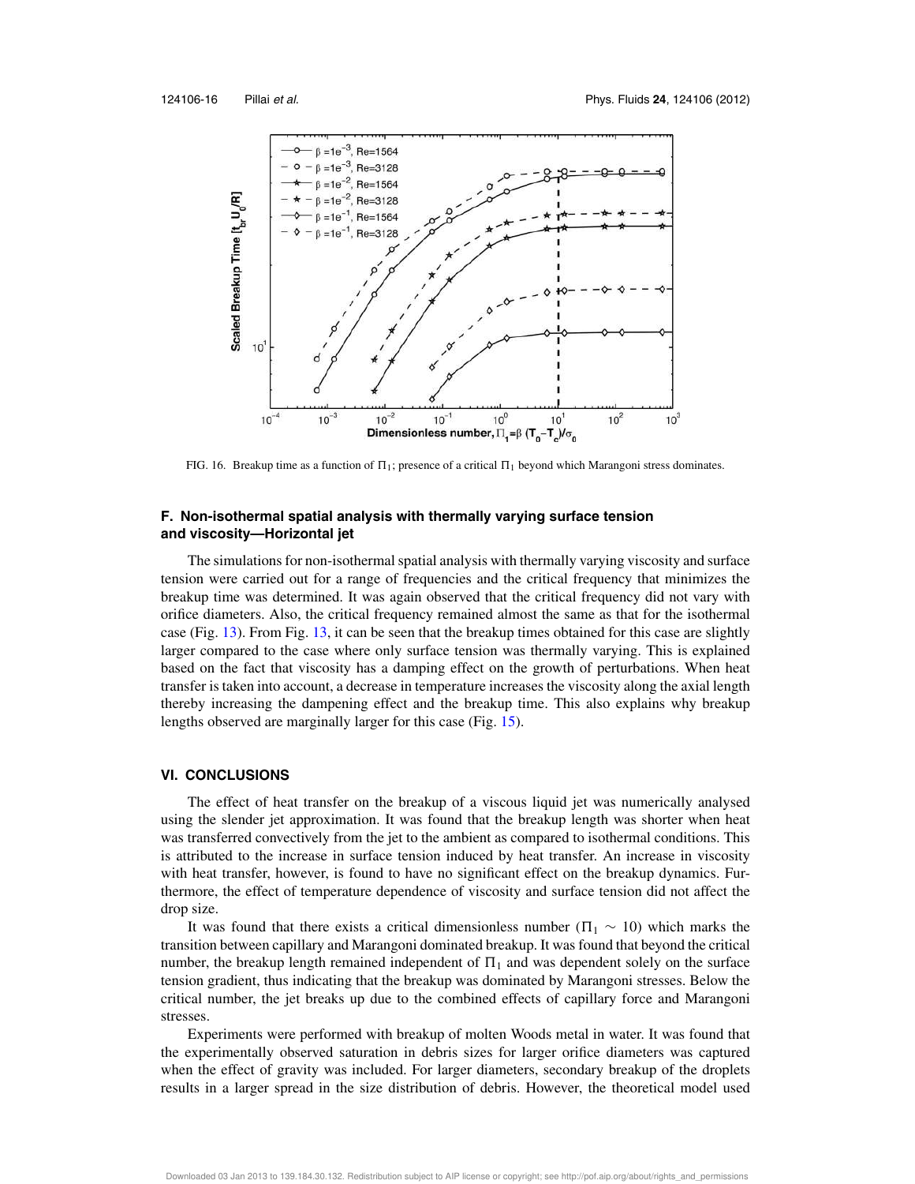FIG. 16. Breakup time as a function of $\Pi_1$; presence of a critical $\Pi_1$ beyond which Marangoni stress dominates.

### F. Non-isothermal spatial analysis with thermally varying surface tension and viscosity—Horizontal jet

The simulations for non-isothermal spatial analysis with thermally varying viscosity and surface tension were carried out for a range of frequencies and the critical frequency that minimizes the breakup time was determined. It was again observed that the critical frequency did not vary with orifice diameters. Also, the critical frequency remained almost the same as that for the isothermal case (Fig. 13). From Fig. 13, it can be seen that the breakup times obtained for this case are slightly larger compared to the case where only surface tension was thermally varying. This is explained based on the fact that viscosity has a damping effect on the growth of perturbations. When heat transfer is taken into account, a decrease in temperature increases the viscosity along the axial length thereby increasing the dampening effect and the breakup time. This also explains why breakup lengths observed are marginally larger for this case (Fig. 15).

## VI. CONCLUSIONS

The effect of heat transfer on the breakup of a viscous liquid jet was numerically analysed using the slender jet approximation. It was found that the breakup length was shorter when heat was transferred convectively from the jet to the ambient as compared to isothermal conditions. This is attributed to the increase in surface tension induced by heat transfer. An increase in viscosity with heat transfer, however, is found to have no significant effect on the breakup dynamics. Furthermore, the effect of temperature dependence of viscosity and surface tension did not affect the drop size.

It was found that there exists a critical dimensionless number ($\Pi_1 \sim 10$) which marks the transition between capillary and Marangoni dominated breakup. It was found that beyond the critical number, the breakup length remained independent of $\Pi_1$ and was dependent solely on the surface tension gradient, thus indicating that the breakup was dominated by Marangoni stresses. Below the critical number, the jet breaks up due to the combined effects of capillary force and Marangoni stresses.

Experiments were performed with breakup of molten Woods metal in water. It was found that the experimentally observed saturation in debris sizes for larger orifice diameters was captured when the effect of gravity was included. For larger diameters, secondary breakup of the droplets results in a larger spread in the size distribution of debris. However, the theoretical model used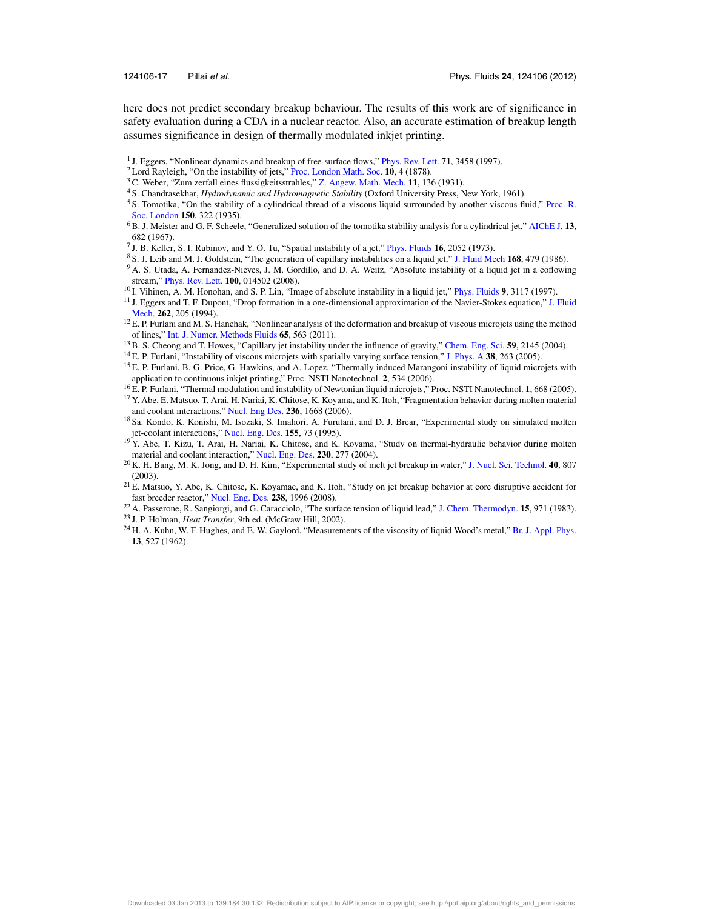here does not predict secondary breakup behaviour. The results of this work are of significance in safety evaluation during a CDA in a nuclear reactor. Also, an accurate estimation of breakup length assumes significance in design of thermally modulated inkjet printing.

[1] J. Eggers, "Nonlinear dynamics and breakup of free-surface flows," Phys. Rev. Lett. **71**, 3458 (1997).
[2] Lord Rayleigh, "On the instability of jets," Proc. London Math. Soc. **10**, 4 (1878).
[3] C. Weber, "Zum zerfall eines flussigkeitsstrahles," Z. Angew. Math. Mech. **11**, 136 (1931).
[4] S. Chandrasekhar, *Hydrodynamic and Hydromagnetic Stability* (Oxford University Press, New York, 1961).
[5] S. Tomotika, "On the stability of a cylindrical thread of a viscous liquid surrounded by another viscous fluid," Proc. R. Soc. London **150**, 322 (1935).
[6] B. J. Meister and G. F. Scheele, "Generalized solution of the tomotika stability analysis for a cylindrical jet," AIChE J. **13**, 682 (1967).
[7] J. B. Keller, S. I. Rubinov, and Y. O. Tu, "Spatial instability of a jet," Phys. Fluids **16**, 2052 (1973).
[8] S. J. Leib and M. J. Goldstein, "The generation of capillary instabilities on a liquid jet," J. Fluid Mech **168**, 479 (1986).
[9] A. S. Utada, A. Fernandez-Nieves, J. M. Gordillo, and D. A. Weitz, "Absolute instability of a liquid jet in a coflowing stream," Phys. Rev. Lett. **100**, 014502 (2008).
[10] I. Vihinen, A. M. Honohan, and S. P. Lin, "Image of absolute instability in a liquid jet," Phys. Fluids **9**, 3117 (1997).
[11] J. Eggers and T. F. Dupont, "Drop formation in a one-dimensional approximation of the Navier-Stokes equation," J. Fluid Mech. **262**, 205 (1994).
[12] E. P. Furlani and M. S. Hanchak, "Nonlinear analysis of the deformation and breakup of viscous microjets using the method of lines," Int. J. Numer. Methods Fluids **65**, 563 (2011).
[13] B. S. Cheong and T. Howes, "Capillary jet instability under the influence of gravity," Chem. Eng. Sci. **59**, 2145 (2004).
[14] E. P. Furlani, "Instability of viscous microjets with spatially varying surface tension," J. Phys. A **38**, 263 (2005).
[15] E. P. Furlani, B. G. Price, G. Hawkins, and A. Lopez, "Thermally induced Marangoni instability of liquid microjets with application to continuous inkjet printing," Proc. NSTI Nanotechnol. **2**, 534 (2006).
[16] E. P. Furlani, "Thermal modulation and instability of Newtonian liquid microjets," Proc. NSTI Nanotechnol. **1**, 668 (2005).
[17] Y. Abe, E. Matsuo, T. Arai, H. Nariai, K. Chitose, K. Koyama, and K. Itoh, "Fragmentation behavior during molten material and coolant interactions," Nucl. Eng Des. **236**, 1668 (2006).
[18] Sa. Kondo, K. Konishi, M. Isozaki, S. Imahori, A. Furutani, and D. J. Brear, "Experimental study on simulated molten jet-coolant interactions," Nucl. Eng. Des. **155**, 73 (1995).
[19] Y. Abe, T. Kizu, T. Arai, H. Nariai, K. Chitose, and K. Koyama, "Study on thermal-hydraulic behavior during molten material and coolant interaction," Nucl. Eng. Des. **230**, 277 (2004).
[20] K. H. Bang, M. K. Jong, and D. H. Kim, "Experimental study of melt jet breakup in water," J. Nucl. Sci. Technol. **40**, 807 (2003).
[21] E. Matsuo, Y. Abe, K. Chitose, K. Koyamac, and K. Itoh, "Study on jet breakup behavior at core disruptive accident for fast breeder reactor," Nucl. Eng. Des. **238**, 1996 (2008).
[22] A. Passerone, R. Sangiorgi, and G. Caracciolo, "The surface tension of liquid lead," J. Chem. Thermodyn. **15**, 971 (1983).
[23] J. P. Holman, *Heat Transfer*, 9th ed. (McGraw Hill, 2002).
[24] H. A. Kuhn, W. F. Hughes, and E. W. Gaylord, "Measurements of the viscosity of liquid Wood's metal," Br. J. Appl. Phys. **13**, 527 (1962).